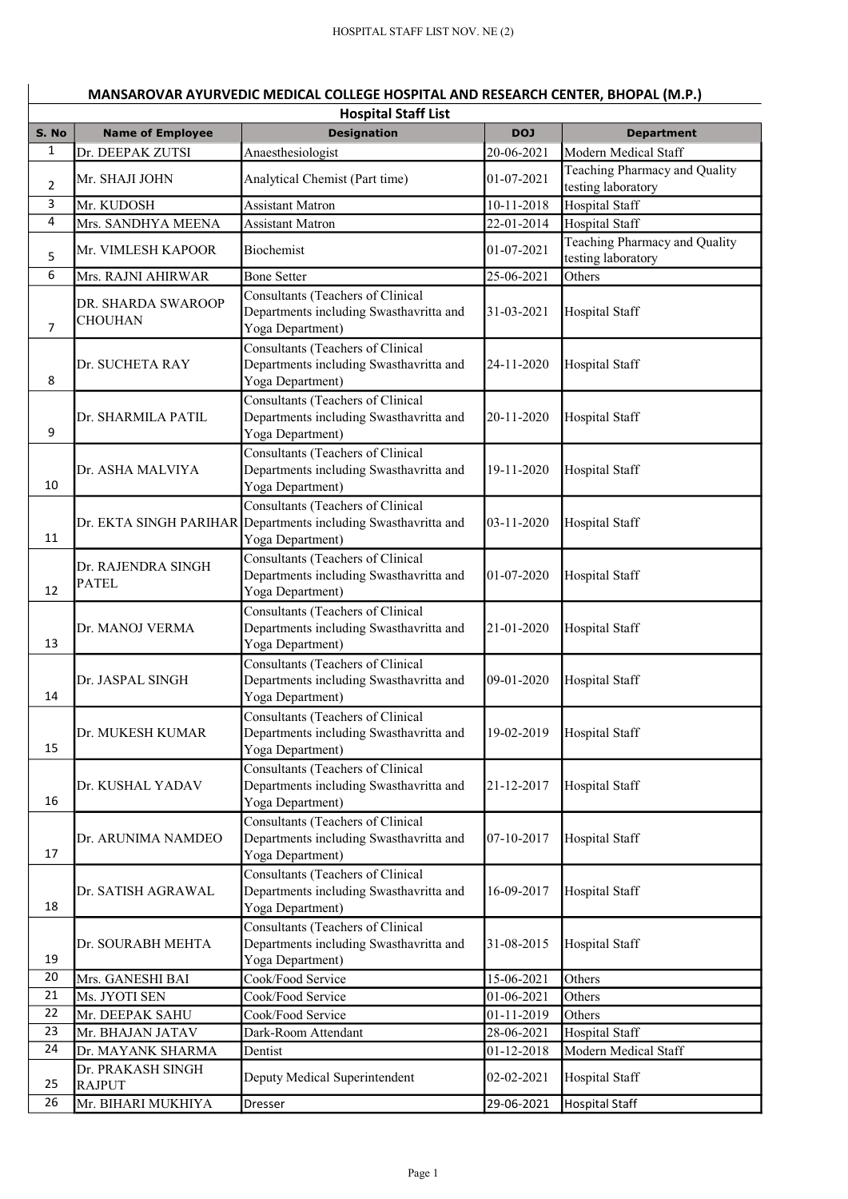## MANSAROVAR AYURVEDIC MEDICAL COLLEGE HOSPITAL AND RESEARCH CENTER, BHOPAL (M.P.)

### Hospital Staff List

| S. No | Name of Employee | Designation | DOJ | Department |
|---|---|---|---|---|
| 1 | Dr. DEEPAK ZUTSI | Anaesthesiologist | 20-06-2021 | Modern Medical Staff |
| 2 | Mr. SHAJI JOHN | Analytical Chemist (Part time) | 01-07-2021 | Teaching Pharmacy and Quality testing laboratory |
| 3 | Mr. KUDOSH | Assistant Matron | 10-11-2018 | Hospital Staff |
| 4 | Mrs. SANDHYA MEENA | Assistant Matron | 22-01-2014 | Hospital Staff |
| 5 | Mr. VIMLESH KAPOOR | Biochemist | 01-07-2021 | Teaching Pharmacy and Quality testing laboratory |
| 6 | Mrs. RAJNI AHIRWAR | Bone Setter | 25-06-2021 | Others |
| 7 | DR. SHARDA SWAROOP CHOUHAN | Consultants (Teachers of Clinical Departments including Swasthavritta and Yoga Department) | 31-03-2021 | Hospital Staff |
| 8 | Dr. SUCHETA RAY | Consultants (Teachers of Clinical Departments including Swasthavritta and Yoga Department) | 24-11-2020 | Hospital Staff |
| 9 | Dr. SHARMILA PATIL | Consultants (Teachers of Clinical Departments including Swasthavritta and Yoga Department) | 20-11-2020 | Hospital Staff |
| 10 | Dr. ASHA MALVIYA | Consultants (Teachers of Clinical Departments including Swasthavritta and Yoga Department) | 19-11-2020 | Hospital Staff |
| 11 | Dr. EKTA SINGH PARIHAR | Consultants (Teachers of Clinical Departments including Swasthavritta and Yoga Department) | 03-11-2020 | Hospital Staff |
| 12 | Dr. RAJENDRA SINGH PATEL | Consultants (Teachers of Clinical Departments including Swasthavritta and Yoga Department) | 01-07-2020 | Hospital Staff |
| 13 | Dr. MANOJ VERMA | Consultants (Teachers of Clinical Departments including Swasthavritta and Yoga Department) | 21-01-2020 | Hospital Staff |
| 14 | Dr. JASPAL SINGH | Consultants (Teachers of Clinical Departments including Swasthavritta and Yoga Department) | 09-01-2020 | Hospital Staff |
| 15 | Dr. MUKESH KUMAR | Consultants (Teachers of Clinical Departments including Swasthavritta and Yoga Department) | 19-02-2019 | Hospital Staff |
| 16 | Dr. KUSHAL YADAV | Consultants (Teachers of Clinical Departments including Swasthavritta and Yoga Department) | 21-12-2017 | Hospital Staff |
| 17 | Dr. ARUNIMA NAMDEO | Consultants (Teachers of Clinical Departments including Swasthavritta and Yoga Department) | 07-10-2017 | Hospital Staff |
| 18 | Dr. SATISH AGRAWAL | Consultants (Teachers of Clinical Departments including Swasthavritta and Yoga Department) | 16-09-2017 | Hospital Staff |
| 19 | Dr. SOURABH MEHTA | Consultants (Teachers of Clinical Departments including Swasthavritta and Yoga Department) | 31-08-2015 | Hospital Staff |
| 20 | Mrs. GANESHI BAI | Cook/Food Service | 15-06-2021 | Others |
| 21 | Ms. JYOTI SEN | Cook/Food Service | 01-06-2021 | Others |
| 22 | Mr. DEEPAK SAHU | Cook/Food Service | 01-11-2019 | Others |
| 23 | Mr. BHAJAN JATAV | Dark-Room Attendant | 28-06-2021 | Hospital Staff |
| 24 | Dr. MAYANK SHARMA | Dentist | 01-12-2018 | Modern Medical Staff |
| 25 | Dr. PRAKASH SINGH RAJPUT | Deputy Medical Superintendent | 02-02-2021 | Hospital Staff |
| 26 | Mr. BIHARI MUKHIYA | Dresser | 29-06-2021 | Hospital Staff |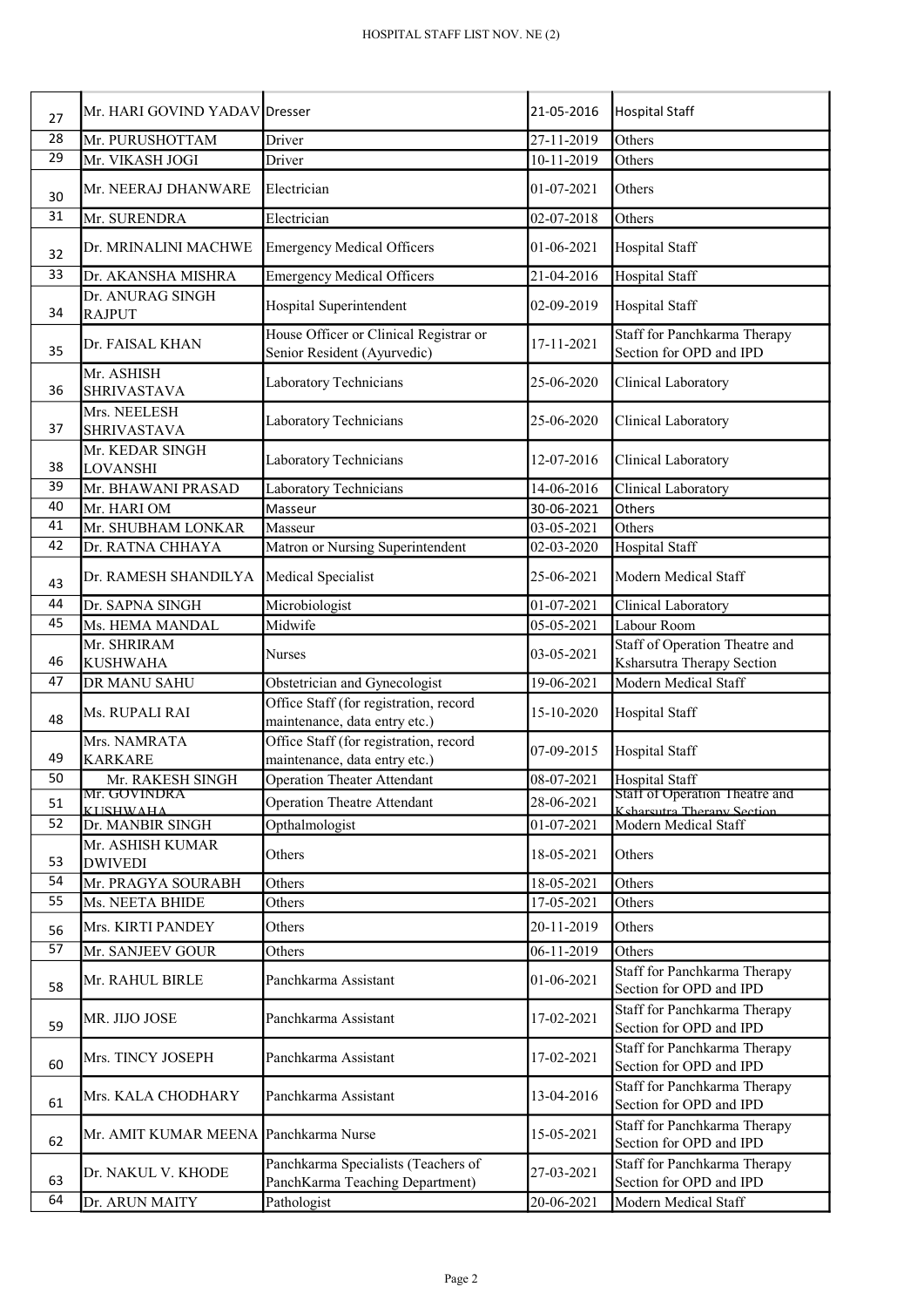| 27 | Mr. HARI GOVIND YADAV | Dresser | 21-05-2016 | Hospital Staff |
|---|---|---|---|---|
| 28 | Mr. PURUSHOTTAM | Driver | 27-11-2019 | Others |
| 29 | Mr. VIKASH JOGI | Driver | 10-11-2019 | Others |
| 30 | Mr. NEERAJ DHANWARE | Electrician | 01-07-2021 | Others |
| 31 | Mr. SURENDRA | Electrician | 02-07-2018 | Others |
| 32 | Dr. MRINALINI MACHWE | Emergency Medical Officers | 01-06-2021 | Hospital Staff |
| 33 | Dr. AKANSHA MISHRA | Emergency Medical Officers | 21-04-2016 | Hospital Staff |
| 34 | Dr. ANURAG SINGH RAJPUT | Hospital Superintendent | 02-09-2019 | Hospital Staff |
| 35 | Dr. FAISAL KHAN | House Officer or Clinical Registrar or Senior Resident (Ayurvedic) | 17-11-2021 | Staff for Panchkarma Therapy Section for OPD and IPD |
| 36 | Mr. ASHISH SHRIVASTAVA | Laboratory Technicians | 25-06-2020 | Clinical Laboratory |
| 37 | Mrs. NEELESH SHRIVASTAVA | Laboratory Technicians | 25-06-2020 | Clinical Laboratory |
| 38 | Mr. KEDAR SINGH LOVANSHI | Laboratory Technicians | 12-07-2016 | Clinical Laboratory |
| 39 | Mr. BHAWANI PRASAD | Laboratory Technicians | 14-06-2016 | Clinical Laboratory |
| 40 | Mr. HARI OM | Masseur | 30-06-2021 | Others |
| 41 | Mr. SHUBHAM LONKAR | Masseur | 03-05-2021 | Others |
| 42 | Dr. RATNA CHHAYA | Matron or Nursing Superintendent | 02-03-2020 | Hospital Staff |
| 43 | Dr. RAMESH SHANDILYA | Medical Specialist | 25-06-2021 | Modern Medical Staff |
| 44 | Dr. SAPNA SINGH | Microbiologist | 01-07-2021 | Clinical Laboratory |
| 45 | Ms. HEMA MANDAL | Midwife | 05-05-2021 | Labour Room |
| 46 | Mr. SHRIRAM KUSHWAHA | Nurses | 03-05-2021 | Staff of Operation Theatre and Ksharsutra Therapy Section |
| 47 | DR MANU SAHU | Obstetrician and Gynecologist | 19-06-2021 | Modern Medical Staff |
| 48 | Ms. RUPALI RAI | Office Staff (for registration, record maintenance, data entry etc.) | 15-10-2020 | Hospital Staff |
| 49 | Mrs. NAMRATA KARKARE | Office Staff (for registration, record maintenance, data entry etc.) | 07-09-2015 | Hospital Staff |
| 50 | Mr. RAKESH SINGH | Operation Theater Attendant | 08-07-2021 | Hospital Staff |
| 51 | Mr. GOVINDRA KUSHWAHA | Operation Theatre Attendant | 28-06-2021 | Staff of Operation Theatre and Ksharsutra Therapy Section |
| 52 | Dr. MANBIR SINGH | Opthalmologist | 01-07-2021 | Modern Medical Staff |
| 53 | Mr. ASHISH KUMAR DWIVEDI | Others | 18-05-2021 | Others |
| 54 | Mr. PRAGYA SOURABH | Others | 18-05-2021 | Others |
| 55 | Ms. NEETA BHIDE | Others | 17-05-2021 | Others |
| 56 | Mrs. KIRTI PANDEY | Others | 20-11-2019 | Others |
| 57 | Mr. SANJEEV GOUR | Others | 06-11-2019 | Others |
| 58 | Mr. RAHUL BIRLE | Panchkarma Assistant | 01-06-2021 | Staff for Panchkarma Therapy Section for OPD and IPD |
| 59 | MR. JIJO JOSE | Panchkarma Assistant | 17-02-2021 | Staff for Panchkarma Therapy Section for OPD and IPD |
| 60 | Mrs. TINCY JOSEPH | Panchkarma Assistant | 17-02-2021 | Staff for Panchkarma Therapy Section for OPD and IPD |
| 61 | Mrs. KALA CHODHARY | Panchkarma Assistant | 13-04-2016 | Staff for Panchkarma Therapy Section for OPD and IPD |
| 62 | Mr. AMIT KUMAR MEENA | Panchkarma Nurse | 15-05-2021 | Staff for Panchkarma Therapy Section for OPD and IPD |
| 63 | Dr. NAKUL V. KHODE | Panchkarma Specialists (Teachers of PanchKarma Teaching Department) | 27-03-2021 | Staff for Panchkarma Therapy Section for OPD and IPD |
| 64 | Dr. ARUN MAITY | Pathologist | 20-06-2021 | Modern Medical Staff |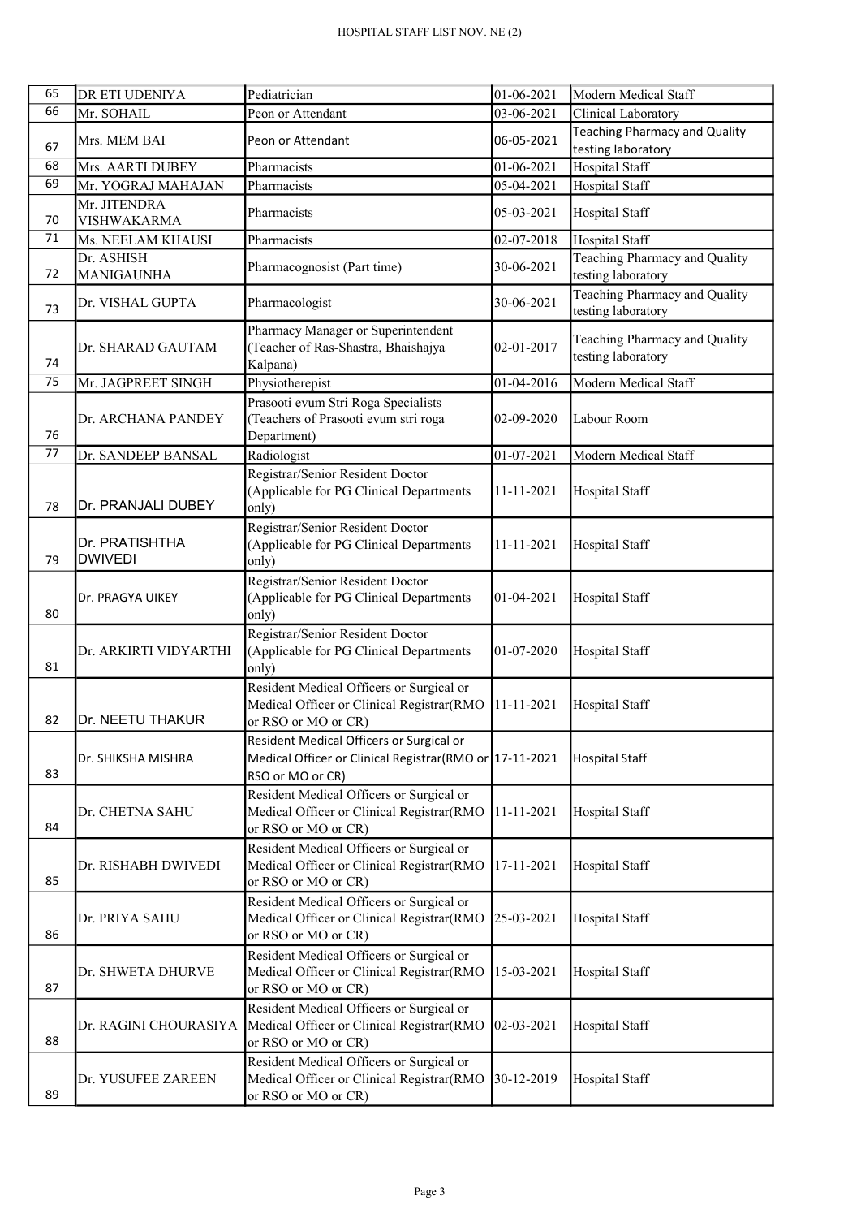| 65 | DR ETI UDENIYA | Pediatrician | 01-06-2021 | Modern Medical Staff |
|---|---|---|---|---|
| 66 | Mr. SOHAIL | Peon or Attendant | 03-06-2021 | Clinical Laboratory |
| 67 | Mrs. MEM BAI | Peon or Attendant | 06-05-2021 | Teaching Pharmacy and Quality testing laboratory |
| 68 | Mrs. AARTI DUBEY | Pharmacists | 01-06-2021 | Hospital Staff |
| 69 | Mr. YOGRAJ MAHAJAN | Pharmacists | 05-04-2021 | Hospital Staff |
| 70 | Mr. JITENDRA VISHWAKARMA | Pharmacists | 05-03-2021 | Hospital Staff |
| 71 | Ms. NEELAM KHAUSI | Pharmacists | 02-07-2018 | Hospital Staff |
| 72 | Dr. ASHISH MANIGAUNHA | Pharmacognosist (Part time) | 30-06-2021 | Teaching Pharmacy and Quality testing laboratory |
| 73 | Dr. VISHAL GUPTA | Pharmacologist | 30-06-2021 | Teaching Pharmacy and Quality testing laboratory |
| 74 | Dr. SHARAD GAUTAM | Pharmacy Manager or Superintendent (Teacher of Ras-Shastra, Bhaishajya Kalpana) | 02-01-2017 | Teaching Pharmacy and Quality testing laboratory |
| 75 | Mr. JAGPREET SINGH | Physiotherepist | 01-04-2016 | Modern Medical Staff |
| 76 | Dr. ARCHANA PANDEY | Prasooti evum Stri Roga Specialists (Teachers of Prasooti evum stri roga Department) | 02-09-2020 | Labour Room |
| 77 | Dr. SANDEEP BANSAL | Radiologist | 01-07-2021 | Modern Medical Staff |
| 78 | Dr. PRANJALI DUBEY | Registrar/Senior Resident Doctor (Applicable for PG Clinical Departments only) | 11-11-2021 | Hospital Staff |
| 79 | Dr. PRATISHTHA DWIVEDI | Registrar/Senior Resident Doctor (Applicable for PG Clinical Departments only) | 11-11-2021 | Hospital Staff |
| 80 | Dr. PRAGYA UIKEY | Registrar/Senior Resident Doctor (Applicable for PG Clinical Departments only) | 01-04-2021 | Hospital Staff |
| 81 | Dr. ARKIRTI VIDYARTHI | Registrar/Senior Resident Doctor (Applicable for PG Clinical Departments only) | 01-07-2020 | Hospital Staff |
| 82 | Dr. NEETU THAKUR | Resident Medical Officers or Surgical or Medical Officer or Clinical Registrar(RMO or RSO or MO or CR) | 11-11-2021 | Hospital Staff |
| 83 | Dr. SHIKSHA MISHRA | Resident Medical Officers or Surgical or Medical Officer or Clinical Registrar(RMO or RSO or MO or CR) | 17-11-2021 | Hospital Staff |
| 84 | Dr. CHETNA SAHU | Resident Medical Officers or Surgical or Medical Officer or Clinical Registrar(RMO or RSO or MO or CR) | 11-11-2021 | Hospital Staff |
| 85 | Dr. RISHABH DWIVEDI | Resident Medical Officers or Surgical or Medical Officer or Clinical Registrar(RMO or RSO or MO or CR) | 17-11-2021 | Hospital Staff |
| 86 | Dr. PRIYA SAHU | Resident Medical Officers or Surgical or Medical Officer or Clinical Registrar(RMO or RSO or MO or CR) | 25-03-2021 | Hospital Staff |
| 87 | Dr. SHWETA DHURVE | Resident Medical Officers or Surgical or Medical Officer or Clinical Registrar(RMO or RSO or MO or CR) | 15-03-2021 | Hospital Staff |
| 88 | Dr. RAGINI CHOURASIYA | Resident Medical Officers or Surgical or Medical Officer or Clinical Registrar(RMO or RSO or MO or CR) | 02-03-2021 | Hospital Staff |
| 89 | Dr. YUSUFEE ZAREEN | Resident Medical Officers or Surgical or Medical Officer or Clinical Registrar(RMO or RSO or MO or CR) | 30-12-2019 | Hospital Staff |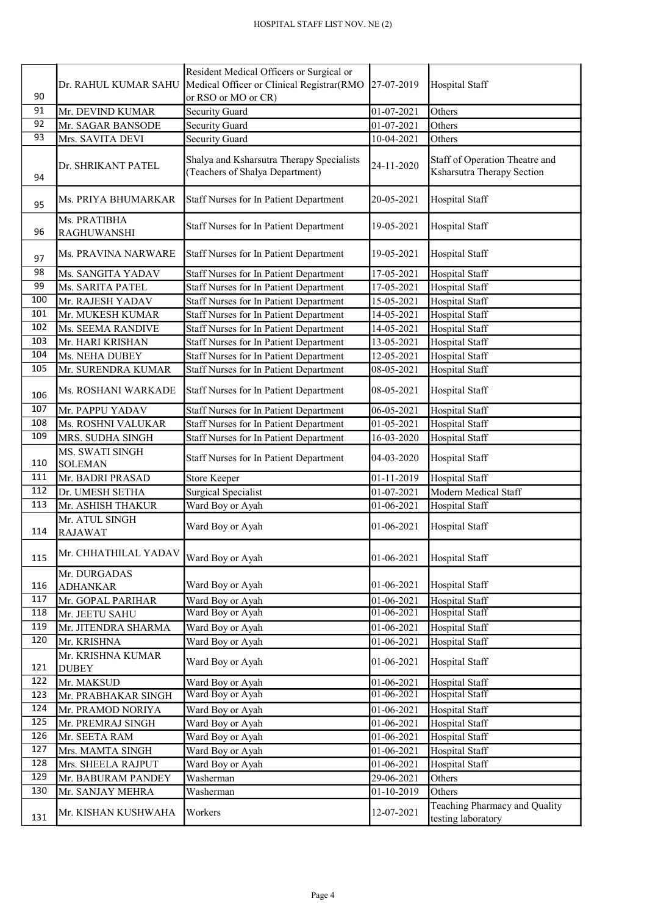| 90 | Dr. RAHUL KUMAR SAHU | Resident Medical Officers or Surgical or Medical Officer or Clinical Registrar(RMO or RSO or MO or CR) | 27-07-2019 | Hospital Staff |
|---|---|---|---|---|
| 91 | Mr. DEVIND KUMAR | Security Guard | 01-07-2021 | Others |
| 92 | Mr. SAGAR BANSODE | Security Guard | 01-07-2021 | Others |
| 93 | Mrs. SAVITA DEVI | Security Guard | 10-04-2021 | Others |
| 94 | Dr. SHRIKANT PATEL | Shalya and Ksharsutra Therapy Specialists (Teachers of Shalya Department) | 24-11-2020 | Staff of Operation Theatre and Ksharsutra Therapy Section |
| 95 | Ms. PRIYA BHUMARKAR | Staff Nurses for In Patient Department | 20-05-2021 | Hospital Staff |
| 96 | Ms. PRATIBHA RAGHUWANSHI | Staff Nurses for In Patient Department | 19-05-2021 | Hospital Staff |
| 97 | Ms. PRAVINA NARWARE | Staff Nurses for In Patient Department | 19-05-2021 | Hospital Staff |
| 98 | Ms. SANGITA YADAV | Staff Nurses for In Patient Department | 17-05-2021 | Hospital Staff |
| 99 | Ms. SARITA PATEL | Staff Nurses for In Patient Department | 17-05-2021 | Hospital Staff |
| 100 | Mr. RAJESH YADAV | Staff Nurses for In Patient Department | 15-05-2021 | Hospital Staff |
| 101 | Mr. MUKESH KUMAR | Staff Nurses for In Patient Department | 14-05-2021 | Hospital Staff |
| 102 | Ms. SEEMA RANDIVE | Staff Nurses for In Patient Department | 14-05-2021 | Hospital Staff |
| 103 | Mr. HARI KRISHAN | Staff Nurses for In Patient Department | 13-05-2021 | Hospital Staff |
| 104 | Ms. NEHA DUBEY | Staff Nurses for In Patient Department | 12-05-2021 | Hospital Staff |
| 105 | Mr. SURENDRA KUMAR | Staff Nurses for In Patient Department | 08-05-2021 | Hospital Staff |
| 106 | Ms. ROSHANI WARKADE | Staff Nurses for In Patient Department | 08-05-2021 | Hospital Staff |
| 107 | Mr. PAPPU YADAV | Staff Nurses for In Patient Department | 06-05-2021 | Hospital Staff |
| 108 | Ms. ROSHNI VALUKAR | Staff Nurses for In Patient Department | 01-05-2021 | Hospital Staff |
| 109 | MRS. SUDHA SINGH | Staff Nurses for In Patient Department | 16-03-2020 | Hospital Staff |
| 110 | MS. SWATI SINGH SOLEMAN | Staff Nurses for In Patient Department | 04-03-2020 | Hospital Staff |
| 111 | Mr. BADRI PRASAD | Store Keeper | 01-11-2019 | Hospital Staff |
| 112 | Dr. UMESH SETHA | Surgical Specialist | 01-07-2021 | Modern Medical Staff |
| 113 | Mr. ASHISH THAKUR | Ward Boy or Ayah | 01-06-2021 | Hospital Staff |
| 114 | Mr. ATUL SINGH RAJAWAT | Ward Boy or Ayah | 01-06-2021 | Hospital Staff |
| 115 | Mr. CHHATHILAL YADAV | Ward Boy or Ayah | 01-06-2021 | Hospital Staff |
| 116 | Mr. DURGADAS ADHANKAR | Ward Boy or Ayah | 01-06-2021 | Hospital Staff |
| 117 | Mr. GOPAL PARIHAR | Ward Boy or Ayah | 01-06-2021 | Hospital Staff |
| 118 | Mr. JEETU SAHU | Ward Boy or Ayah | 01-06-2021 | Hospital Staff |
| 119 | Mr. JITENDRA SHARMA | Ward Boy or Ayah | 01-06-2021 | Hospital Staff |
| 120 | Mr. KRISHNA | Ward Boy or Ayah | 01-06-2021 | Hospital Staff |
| 121 | Mr. KRISHNA KUMAR DUBEY | Ward Boy or Ayah | 01-06-2021 | Hospital Staff |
| 122 | Mr. MAKSUD | Ward Boy or Ayah | 01-06-2021 | Hospital Staff |
| 123 | Mr. PRABHAKAR SINGH | Ward Boy or Ayah | 01-06-2021 | Hospital Staff |
| 124 | Mr. PRAMOD NORIYA | Ward Boy or Ayah | 01-06-2021 | Hospital Staff |
| 125 | Mr. PREMRAJ SINGH | Ward Boy or Ayah | 01-06-2021 | Hospital Staff |
| 126 | Mr. SEETA RAM | Ward Boy or Ayah | 01-06-2021 | Hospital Staff |
| 127 | Mrs. MAMTA SINGH | Ward Boy or Ayah | 01-06-2021 | Hospital Staff |
| 128 | Mrs. SHEELA RAJPUT | Ward Boy or Ayah | 01-06-2021 | Hospital Staff |
| 129 | Mr. BABURAM PANDEY | Washerman | 29-06-2021 | Others |
| 130 | Mr. SANJAY MEHRA | Washerman | 01-10-2019 | Others |
| 131 | Mr. KISHAN KUSHWAHA | Workers | 12-07-2021 | Teaching Pharmacy and Quality testing laboratory |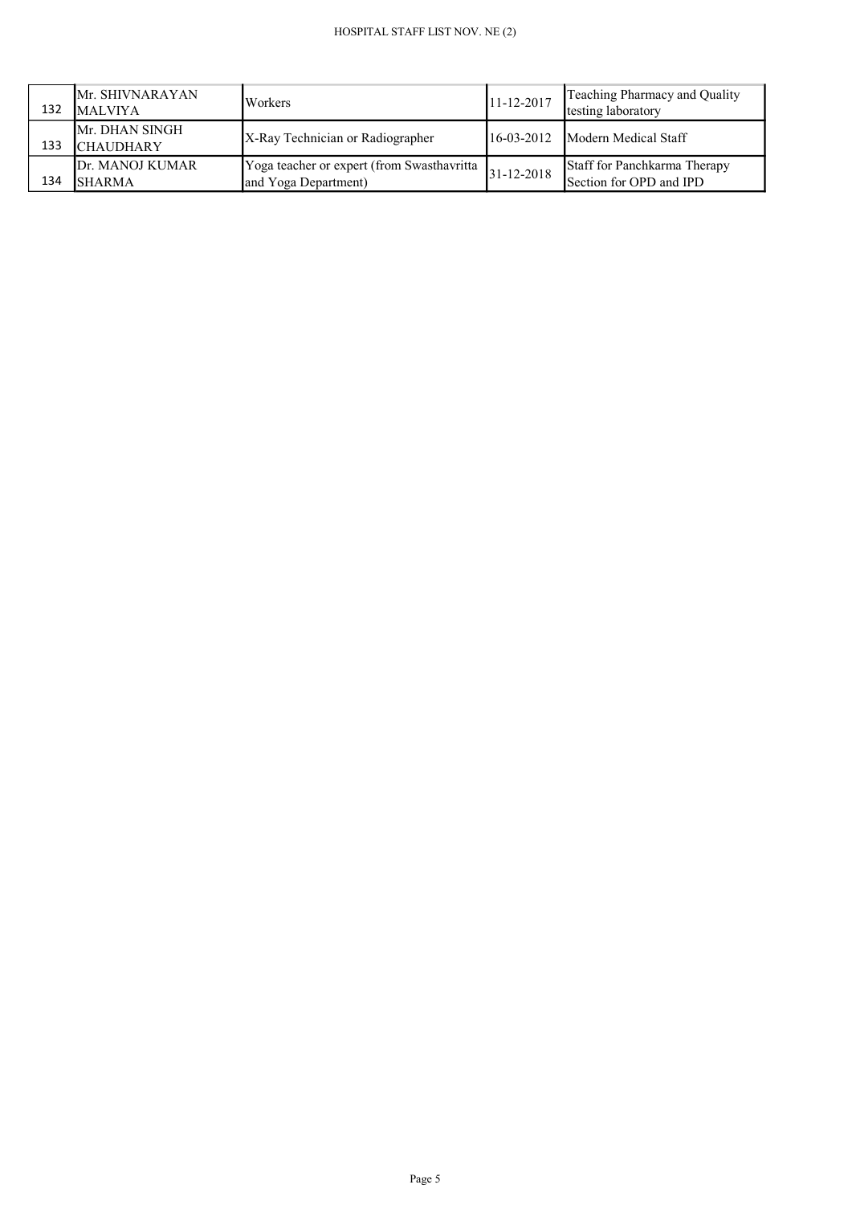| | | | | |
|---|---|---|---|---|
| 132 | Mr. SHIVNARAYAN MALVIYA | Workers | 11-12-2017 | Teaching Pharmacy and Quality testing laboratory |
| 133 | Mr. DHAN SINGH CHAUDHARY | X-Ray Technician or Radiographer | 16-03-2012 | Modern Medical Staff |
| 134 | Dr. MANOJ KUMAR SHARMA | Yoga teacher or expert (from Swasthavritta and Yoga Department) | 31-12-2018 | Staff for Panchkarma Therapy Section for OPD and IPD |